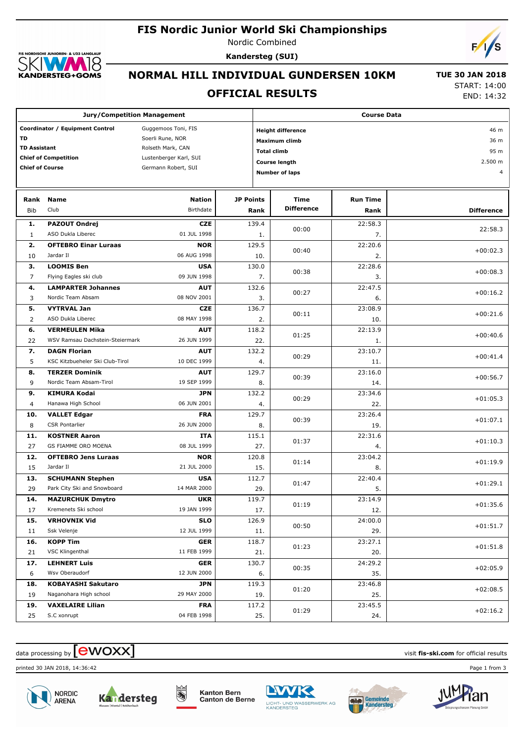# FIS Nordic Junior World Ski Championships

Nordic Combined

**Kandersteg (SUI)**

## NORMAL HILL INDIVIDUAL GUNDERSEN 10KM

## OFFICIAL RESULTS

**TUE 30 JAN 2018**

START: 14:00
END: 14:32

| Jury/Competition Management | |
|---|---|
| **Coordinator / Equipment Control** | Guggemoos Toni, FIS |
| **TD** | Soerli Rune, NOR |
| **TD Assistant** | Rolseth Mark, CAN |
| **Chief of Competition** | Lustenberger Karl, SUI |
| **Chief of Course** | Germann Robert, SUI |

| Course Data | |
|---|---|
| **Height difference** | 46 m |
| **Maximum climb** | 36 m |
| **Total climb** | 95 m |
| **Course length** | 2.500 m |
| **Number of laps** | 4 |

| Rank | Bib | Name | Club | Nation | Birthdate | JP Points | JP Rank | Time Difference | Run Time | Run Time Rank | Difference |
|---|---|---|---|---|---|---|---|---|---|---|---|
| 1. | 1 | **PAZOUT Ondrej** | ASO Dukla Liberec | **CZE** | 01 JUL 1998 | 139.4 | 1. | 00:00 | 22:58.3 | 7. | 22:58.3 |
| 2. | 10 | **OFTEBRO Einar Luraas** | Jardar Il | **NOR** | 06 AUG 1998 | 129.5 | 10. | 00:40 | 22:20.6 | 2. | +00:02.3 |
| 3. | 7 | **LOOMIS Ben** | Flying Eagles ski club | **USA** | 09 JUN 1998 | 130.0 | 7. | 00:38 | 22:28.6 | 3. | +00:08.3 |
| 4. | 3 | **LAMPARTER Johannes** | Nordic Team Absam | **AUT** | 08 NOV 2001 | 132.6 | 3. | 00:27 | 22:47.5 | 6. | +00:16.2 |
| 5. | 2 | **VYTRVAL Jan** | ASO Dukla Liberec | **CZE** | 08 MAY 1998 | 136.7 | 2. | 00:11 | 23:08.9 | 10. | +00:21.6 |
| 6. | 22 | **VERMEULEN Mika** | WSV Ramsau Dachstein-Steiermark | **AUT** | 26 JUN 1999 | 118.2 | 22. | 01:25 | 22:13.9 | 1. | +00:40.6 |
| 7. | 5 | **DAGN Florian** | KSC Kitzbueheler Ski Club-Tirol | **AUT** | 10 DEC 1999 | 132.2 | 4. | 00:29 | 23:10.7 | 11. | +00:41.4 |
| 8. | 9 | **TERZER Dominik** | Nordic Team Absam-Tirol | **AUT** | 19 SEP 1999 | 129.7 | 8. | 00:39 | 23:16.0 | 14. | +00:56.7 |
| 9. | 4 | **KIMURA Kodai** | Hanawa High School | **JPN** | 06 JUN 2001 | 132.2 | 4. | 00:29 | 23:34.6 | 22. | +01:05.3 |
| 10. | 8 | **VALLET Edgar** | CSR Pontarlier | **FRA** | 26 JUN 2000 | 129.7 | 8. | 00:39 | 23:26.4 | 19. | +01:07.1 |
| 11. | 27 | **KOSTNER Aaron** | GS FIAMME ORO MOENA | **ITA** | 08 JUL 1999 | 115.1 | 27. | 01:37 | 22:31.6 | 4. | +01:10.3 |
| 12. | 15 | **OFTEBRO Jens Luraas** | Jardar Il | **NOR** | 21 JUL 2000 | 120.8 | 15. | 01:14 | 23:04.2 | 8. | +01:19.9 |
| 13. | 29 | **SCHUMANN Stephen** | Park City Ski and Snowboard | **USA** | 14 MAR 2000 | 112.7 | 29. | 01:47 | 22:40.4 | 5. | +01:29.1 |
| 14. | 17 | **MAZURCHUK Dmytro** | Kremenets Ski school | **UKR** | 19 JAN 1999 | 119.7 | 17. | 01:19 | 23:14.9 | 12. | +01:35.6 |
| 15. | 11 | **VRHOVNIK Vid** | Ssk Velenje | **SLO** | 12 JUL 1999 | 126.9 | 11. | 00:50 | 24:00.0 | 29. | +01:51.7 |
| 16. | 21 | **KOPP Tim** | VSC Klingenthal | **GER** | 11 FEB 1999 | 118.7 | 21. | 01:23 | 23:27.1 | 20. | +01:51.8 |
| 17. | 6 | **LEHNERT Luis** | Wsv Oberaudorf | **GER** | 12 JUN 2000 | 130.7 | 6. | 00:35 | 24:29.2 | 35. | +02:05.9 |
| 18. | 19 | **KOBAYASHI Sakutaro** | Naganohara High school | **JPN** | 29 MAY 2000 | 119.3 | 19. | 01:20 | 23:46.8 | 25. | +02:08.5 |
| 19. | 25 | **VAXELAIRE Lilian** | S.C xonrupt | **FRA** | 04 FEB 1998 | 117.2 | 25. | 01:29 | 23:45.5 | 24. | +02:16.2 |

data processing by [ewoxx] visit **fis-ski.com** for official results

printed 30 JAN 2018, 14:36:42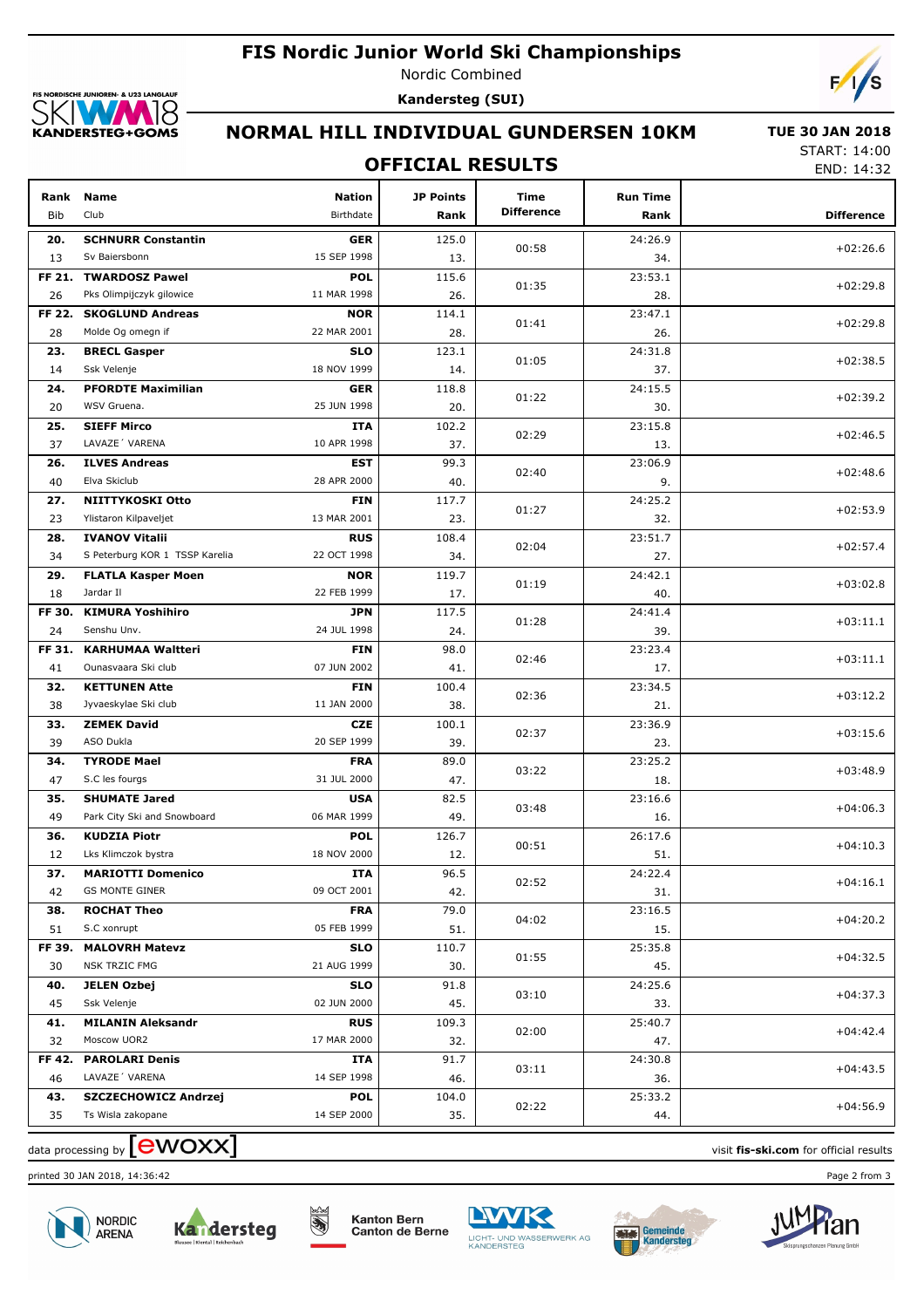# FIS Nordic Junior World Ski Championships

Nordic Combined

**Kandersteg (SUI)**

## NORMAL HILL INDIVIDUAL GUNDERSEN 10KM

**TUE 30 JAN 2018**

START: 14:00
END: 14:32

## OFFICIAL RESULTS

| Rank | Name | Nation | JP Points | Time Difference | Run Time | Difference |
|---|---|---|---|---|---|---|
| Bib | Club | Birthdate | Rank | | Rank | |
| **20.** | **SCHNURR Constantin** | **GER** | 125.0 | 00:58 | 24:26.9 | +02:26.6 |
| 13 | Sv Baiersbonn | 15 SEP 1998 | 13. | | 34. | |
| **FF 21.** | **TWARDOSZ Pawel** | **POL** | 115.6 | 01:35 | 23:53.1 | +02:29.8 |
| 26 | Pks Olimpijczyk gilowice | 11 MAR 1998 | 26. | | 28. | |
| **FF 22.** | **SKOGLUND Andreas** | **NOR** | 114.1 | 01:41 | 23:47.1 | +02:29.8 |
| 28 | Molde Og omegn if | 22 MAR 2001 | 28. | | 26. | |
| **23.** | **BRECL Gasper** | **SLO** | 123.1 | 01:05 | 24:31.8 | +02:38.5 |
| 14 | Ssk Velenje | 18 NOV 1999 | 14. | | 37. | |
| **24.** | **PFORDTE Maximilian** | **GER** | 118.8 | 01:22 | 24:15.5 | +02:39.2 |
| 20 | WSV Gruena. | 25 JUN 1998 | 20. | | 30. | |
| **25.** | **SIEFF Mirco** | **ITA** | 102.2 | 02:29 | 23:15.8 | +02:46.5 |
| 37 | LAVAZE´ VARENA | 10 APR 1998 | 37. | | 13. | |
| **26.** | **ILVES Andreas** | **EST** | 99.3 | 02:40 | 23:06.9 | +02:48.6 |
| 40 | Elva Skiclub | 28 APR 2000 | 40. | | 9. | |
| **27.** | **NIITTYKOSKI Otto** | **FIN** | 117.7 | 01:27 | 24:25.2 | +02:53.9 |
| 23 | Ylistaron Kilpaveljet | 13 MAR 2001 | 23. | | 32. | |
| **28.** | **IVANOV Vitalii** | **RUS** | 108.4 | 02:04 | 23:51.7 | +02:57.4 |
| 34 | S Peterburg KOR 1 TSSP Karelia | 22 OCT 1998 | 34. | | 27. | |
| **29.** | **FLATLA Kasper Moen** | **NOR** | 119.7 | 01:19 | 24:42.1 | +03:02.8 |
| 18 | Jardar Il | 22 FEB 1999 | 17. | | 40. | |
| **FF 30.** | **KIMURA Yoshihiro** | **JPN** | 117.5 | 01:28 | 24:41.4 | +03:11.1 |
| 24 | Senshu Unv. | 24 JUL 1998 | 24. | | 39. | |
| **FF 31.** | **KARHUMAA Waltteri** | **FIN** | 98.0 | 02:46 | 23:23.4 | +03:11.1 |
| 41 | Ounasvaara Ski club | 07 JUN 2002 | 41. | | 17. | |
| **32.** | **KETTUNEN Atte** | **FIN** | 100.4 | 02:36 | 23:34.5 | +03:12.2 |
| 38 | Jyvaeskylae Ski club | 11 JAN 2000 | 38. | | 21. | |
| **33.** | **ZEMEK David** | **CZE** | 100.1 | 02:37 | 23:36.9 | +03:15.6 |
| 39 | ASO Dukla | 20 SEP 1999 | 39. | | 23. | |
| **34.** | **TYRODE Mael** | **FRA** | 89.0 | 03:22 | 23:25.2 | +03:48.9 |
| 47 | S.C les fourgs | 31 JUL 2000 | 47. | | 18. | |
| **35.** | **SHUMATE Jared** | **USA** | 82.5 | 03:48 | 23:16.6 | +04:06.3 |
| 49 | Park City Ski and Snowboard | 06 MAR 1999 | 49. | | 16. | |
| **36.** | **KUDZIA Piotr** | **POL** | 126.7 | 00:51 | 26:17.6 | +04:10.3 |
| 12 | Lks Klimczok bystra | 18 NOV 2000 | 12. | | 51. | |
| **37.** | **MARIOTTI Domenico** | **ITA** | 96.5 | 02:52 | 24:22.4 | +04:16.1 |
| 42 | GS MONTE GINER | 09 OCT 2001 | 42. | | 31. | |
| **38.** | **ROCHAT Theo** | **FRA** | 79.0 | 04:02 | 23:16.5 | +04:20.2 |
| 51 | S.C xonrupt | 05 FEB 1999 | 51. | | 15. | |
| **FF 39.** | **MALOVRH Matevz** | **SLO** | 110.7 | 01:55 | 25:35.8 | +04:32.5 |
| 30 | NSK TRZIC FMG | 21 AUG 1999 | 30. | | 45. | |
| **40.** | **JELEN Ozbej** | **SLO** | 91.8 | 03:10 | 24:25.6 | +04:37.3 |
| 45 | Ssk Velenje | 02 JUN 2000 | 45. | | 33. | |
| **41.** | **MILANIN Aleksandr** | **RUS** | 109.3 | 02:00 | 25:40.7 | +04:42.4 |
| 32 | Moscow UOR2 | 17 MAR 2000 | 32. | | 47. | |
| **FF 42.** | **PAROLARI Denis** | **ITA** | 91.7 | 03:11 | 24:30.8 | +04:43.5 |
| 46 | LAVAZE´ VARENA | 14 SEP 1998 | 46. | | 36. | |
| **43.** | **SZCZECHOWICZ Andrzej** | **POL** | 104.0 | 02:22 | 25:33.2 | +04:56.9 |
| 35 | Ts Wisla zakopane | 14 SEP 2000 | 35. | | 44. | |

data processing by ewoxx — visit **fis-ski.com** for official results

printed 30 JAN 2018, 14:36:42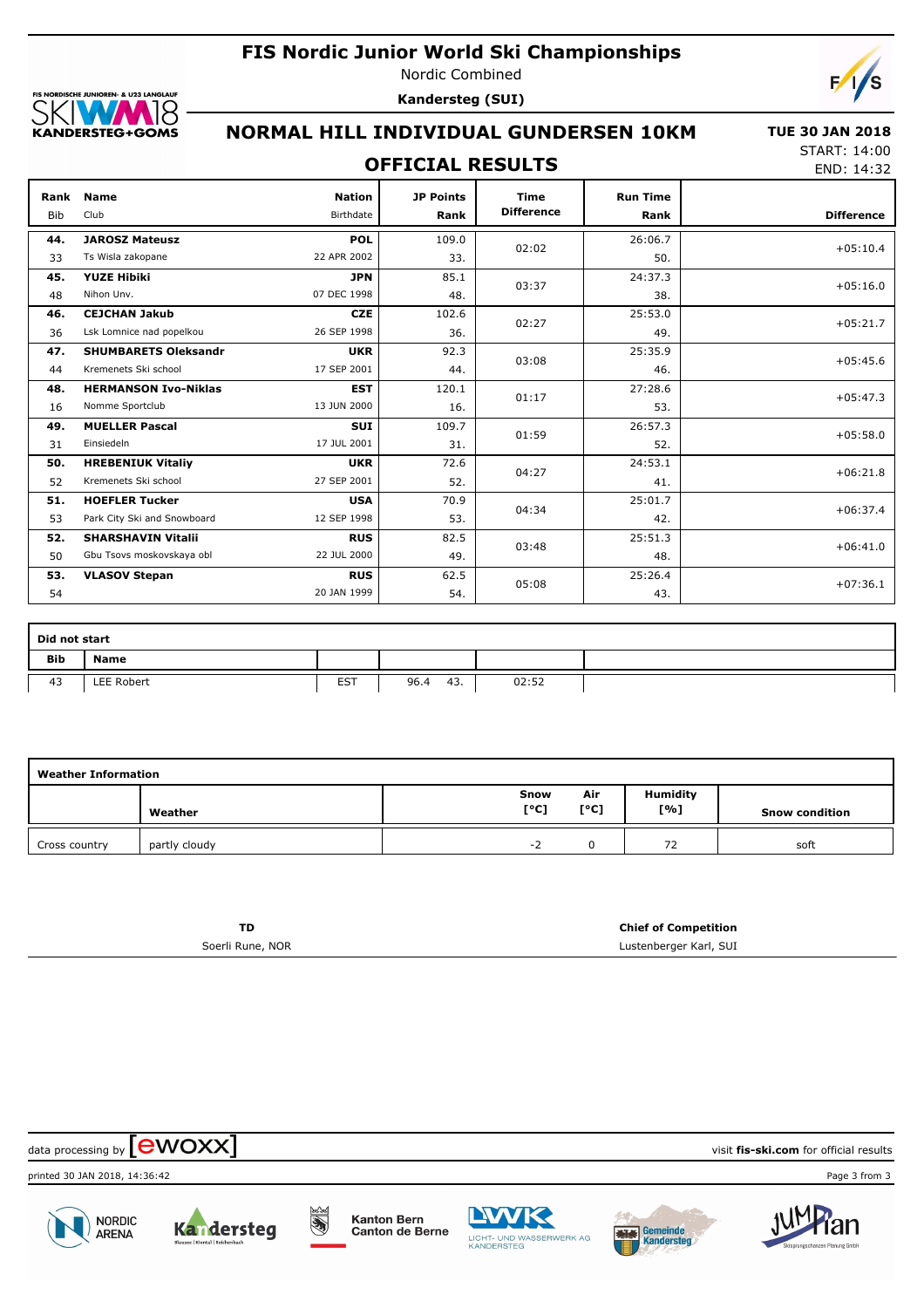# FIS Nordic Junior World Ski Championships

Nordic Combined

**Kandersteg (SUI)**

## NORMAL HILL INDIVIDUAL GUNDERSEN 10KM

**TUE 30 JAN 2018**

START: 14:00

END: 14:32

## OFFICIAL RESULTS

| Rank / Bib | Name / Club | Nation / Birthdate | JP Points / Rank | Time Difference | Run Time / Rank | Difference |
|---|---|---|---|---|---|---|
| **44.** / 33 | **JAROSZ Mateusz** / Ts Wisla zakopane | **POL** / 22 APR 2002 | 109.0 / 33. | 02:02 | 26:06.7 / 50. | +05:10.4 |
| **45.** / 48 | **YUZE Hibiki** / Nihon Unv. | **JPN** / 07 DEC 1998 | 85.1 / 48. | 03:37 | 24:37.3 / 38. | +05:16.0 |
| **46.** / 36 | **CEJCHAN Jakub** / Lsk Lomnice nad popelkou | **CZE** / 26 SEP 1998 | 102.6 / 36. | 02:27 | 25:53.0 / 49. | +05:21.7 |
| **47.** / 44 | **SHUMBARETS Oleksandr** / Kremenets Ski school | **UKR** / 17 SEP 2001 | 92.3 / 44. | 03:08 | 25:35.9 / 46. | +05:45.6 |
| **48.** / 16 | **HERMANSON Ivo-Niklas** / Nomme Sportclub | **EST** / 13 JUN 2000 | 120.1 / 16. | 01:17 | 27:28.6 / 53. | +05:47.3 |
| **49.** / 31 | **MUELLER Pascal** / Einsiedeln | **SUI** / 17 JUL 2001 | 109.7 / 31. | 01:59 | 26:57.3 / 52. | +05:58.0 |
| **50.** / 52 | **HREBENIUK Vitaliy** / Kremenets Ski school | **UKR** / 27 SEP 2001 | 72.6 / 52. | 04:27 | 24:53.1 / 41. | +06:21.8 |
| **51.** / 53 | **HOEFLER Tucker** / Park City Ski and Snowboard | **USA** / 12 SEP 1998 | 70.9 / 53. | 04:34 | 25:01.7 / 42. | +06:37.4 |
| **52.** / 50 | **SHARSHAVIN Vitalii** / Gbu Tsovs moskovskaya obl | **RUS** / 22 JUL 2000 | 82.5 / 49. | 03:48 | 25:51.3 / 48. | +06:41.0 |
| **53.** / 54 | **VLASOV Stepan** | **RUS** / 20 JAN 1999 | 62.5 / 54. | 05:08 | 25:26.4 / 43. | +07:36.1 |

**Did not start**

| Bib | Name | | | | |
|---|---|---|---|---|---|
| 43 | LEE Robert | EST | 96.4 43. | 02:52 | |

**Weather Information**

| | Weather | Snow [°C] | Air [°C] | Humidity [%] | Snow condition |
|---|---|---|---|---|---|
| Cross country | partly cloudy | -2 | 0 | 72 | soft |

**TD**
Soerli Rune, NOR

**Chief of Competition**
Lustenberger Karl, SUI

data processing by ewoxx — visit **fis-ski.com** for official results

printed 30 JAN 2018, 14:36:42